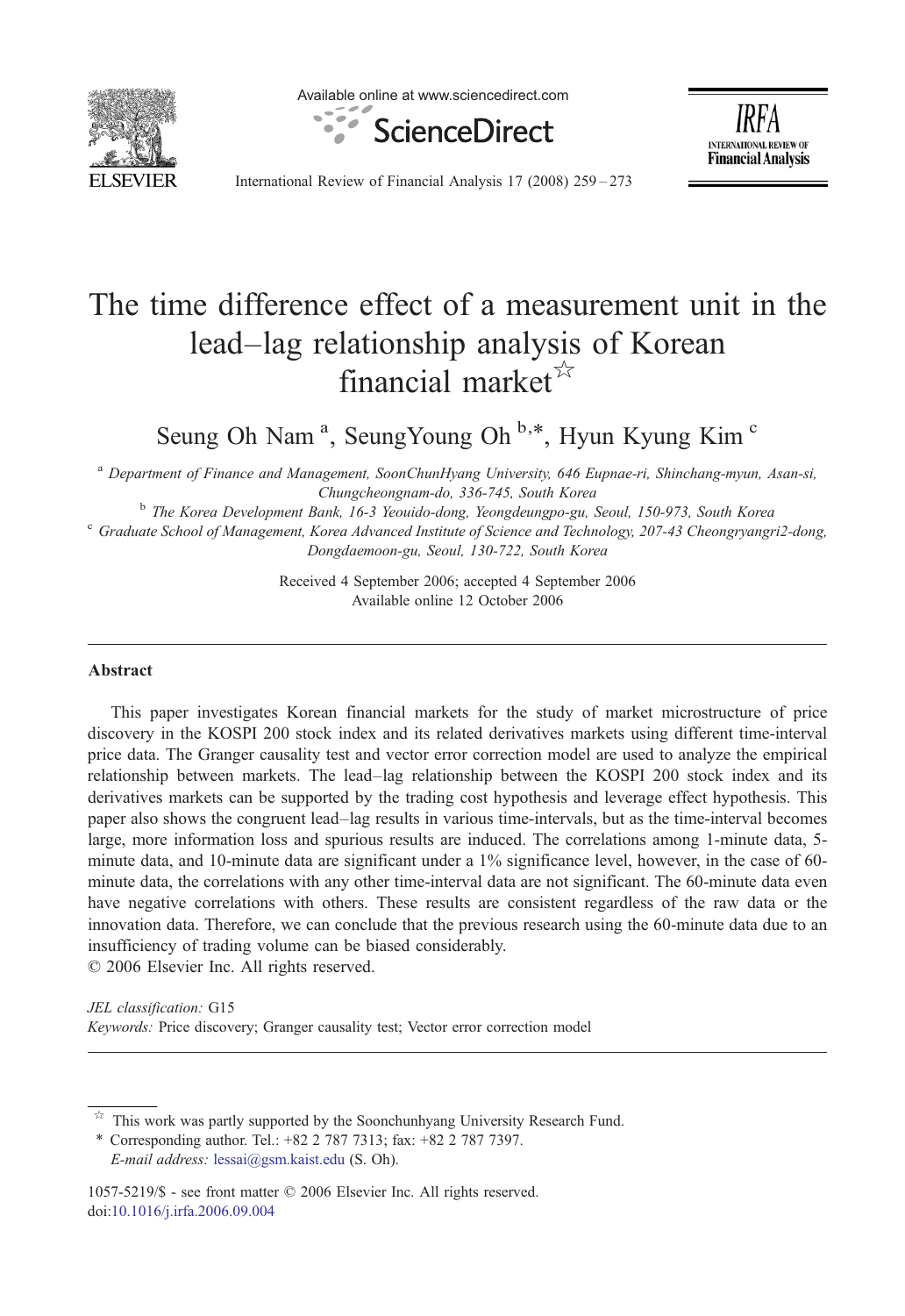# The time difference effect of a measurement unit in the lead–lag relationship analysis of Korean financial market ☆

Seung Oh Nam [a], SeungYoung Oh [b,*], Hyun Kyung Kim [c]

[a] *Department of Finance and Management, SoonChunHyang University, 646 Eupnae-ri, Shinchang-myun, Asan-si, Chungcheongnam-do, 336-745, South Korea*

[b] *The Korea Development Bank, 16-3 Yeouido-dong, Yeongdeungpo-gu, Seoul, 150-973, South Korea*

[c] *Graduate School of Management, Korea Advanced Institute of Science and Technology, 207-43 Cheongryangri2-dong, Dongdaemoon-gu, Seoul, 130-722, South Korea*

Received 4 September 2006; accepted 4 September 2006
Available online 12 October 2006

## Abstract

This paper investigates Korean financial markets for the study of market microstructure of price discovery in the KOSPI 200 stock index and its related derivatives markets using different time-interval price data. The Granger causality test and vector error correction model are used to analyze the empirical relationship between markets. The lead–lag relationship between the KOSPI 200 stock index and its derivatives markets can be supported by the trading cost hypothesis and leverage effect hypothesis. This paper also shows the congruent lead–lag results in various time-intervals, but as the time-interval becomes large, more information loss and spurious results are induced. The correlations among 1-minute data, 5-minute data, and 10-minute data are significant under a 1% significance level, however, in the case of 60-minute data, the correlations with any other time-interval data are not significant. The 60-minute data even have negative correlations with others. These results are consistent regardless of the raw data or the innovation data. Therefore, we can conclude that the previous research using the 60-minute data due to an insufficiency of trading volume can be biased considerably.

© 2006 Elsevier Inc. All rights reserved.

*JEL classification:* G15

*Keywords:* Price discovery; Granger causality test; Vector error correction model

---

☆ This work was partly supported by the Soonchunhyang University Research Fund.

\* Corresponding author. Tel.: +82 2 787 7313; fax: +82 2 787 7397.
*E-mail address:* lessai@gsm.kaist.edu (S. Oh).

1057-5219/$ - see front matter © 2006 Elsevier Inc. All rights reserved.
doi:10.1016/j.irfa.2006.09.004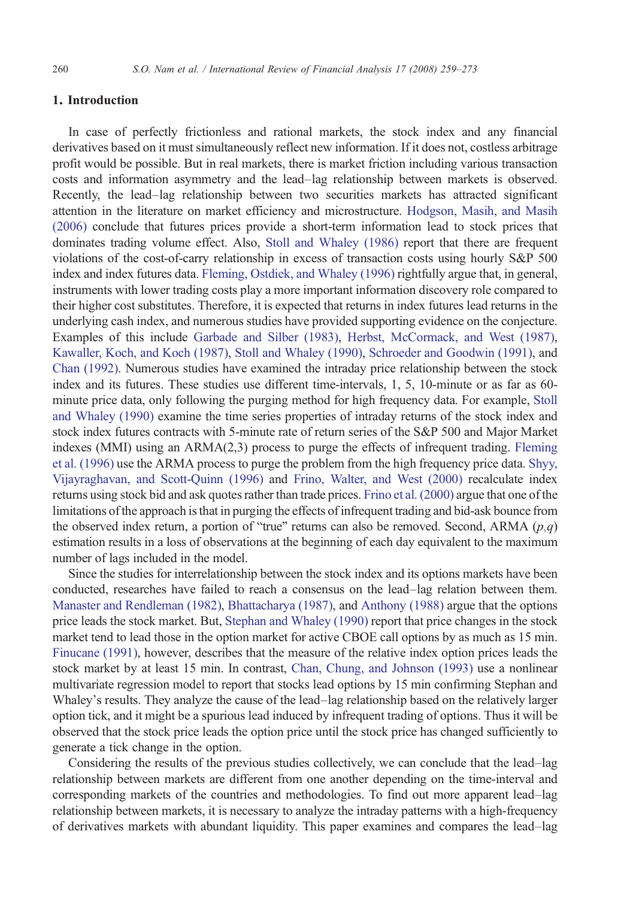## 1. Introduction

In case of perfectly frictionless and rational markets, the stock index and any financial derivatives based on it must simultaneously reflect new information. If it does not, costless arbitrage profit would be possible. But in real markets, there is market friction including various transaction costs and information asymmetry and the lead–lag relationship between markets is observed. Recently, the lead–lag relationship between two securities markets has attracted significant attention in the literature on market efficiency and microstructure. Hodgson, Masih, and Masih (2006) conclude that futures prices provide a short-term information lead to stock prices that dominates trading volume effect. Also, Stoll and Whaley (1986) report that there are frequent violations of the cost-of-carry relationship in excess of transaction costs using hourly S&P 500 index and index futures data. Fleming, Ostdiek, and Whaley (1996) rightfully argue that, in general, instruments with lower trading costs play a more important information discovery role compared to their higher cost substitutes. Therefore, it is expected that returns in index futures lead returns in the underlying cash index, and numerous studies have provided supporting evidence on the conjecture. Examples of this include Garbade and Silber (1983), Herbst, McCormack, and West (1987), Kawaller, Koch, and Koch (1987), Stoll and Whaley (1990), Schroeder and Goodwin (1991), and Chan (1992). Numerous studies have examined the intraday price relationship between the stock index and its futures. These studies use different time-intervals, 1, 5, 10-minute or as far as 60-minute price data, only following the purging method for high frequency data. For example, Stoll and Whaley (1990) examine the time series properties of intraday returns of the stock index and stock index futures contracts with 5-minute rate of return series of the S&P 500 and Major Market indexes (MMI) using an ARMA(2,3) process to purge the effects of infrequent trading. Fleming et al. (1996) use the ARMA process to purge the problem from the high frequency price data. Shyy, Vijayraghavan, and Scott-Quinn (1996) and Frino, Walter, and West (2000) recalculate index returns using stock bid and ask quotes rather than trade prices. Frino et al. (2000) argue that one of the limitations of the approach is that in purging the effects of infrequent trading and bid-ask bounce from the observed index return, a portion of "true" returns can also be removed. Second, ARMA (*p*,*q*) estimation results in a loss of observations at the beginning of each day equivalent to the maximum number of lags included in the model.

Since the studies for interrelationship between the stock index and its options markets have been conducted, researches have failed to reach a consensus on the lead–lag relation between them. Manaster and Rendleman (1982), Bhattacharya (1987), and Anthony (1988) argue that the options price leads the stock market. But, Stephan and Whaley (1990) report that price changes in the stock market tend to lead those in the option market for active CBOE call options by as much as 15 min. Finucane (1991), however, describes that the measure of the relative index option prices leads the stock market by at least 15 min. In contrast, Chan, Chung, and Johnson (1993) use a nonlinear multivariate regression model to report that stocks lead options by 15 min confirming Stephan and Whaley's results. They analyze the cause of the lead–lag relationship based on the relatively larger option tick, and it might be a spurious lead induced by infrequent trading of options. Thus it will be observed that the stock price leads the option price until the stock price has changed sufficiently to generate a tick change in the option.

Considering the results of the previous studies collectively, we can conclude that the lead–lag relationship between markets are different from one another depending on the time-interval and corresponding markets of the countries and methodologies. To find out more apparent lead–lag relationship between markets, it is necessary to analyze the intraday patterns with a high-frequency of derivatives markets with abundant liquidity. This paper examines and compares the lead–lag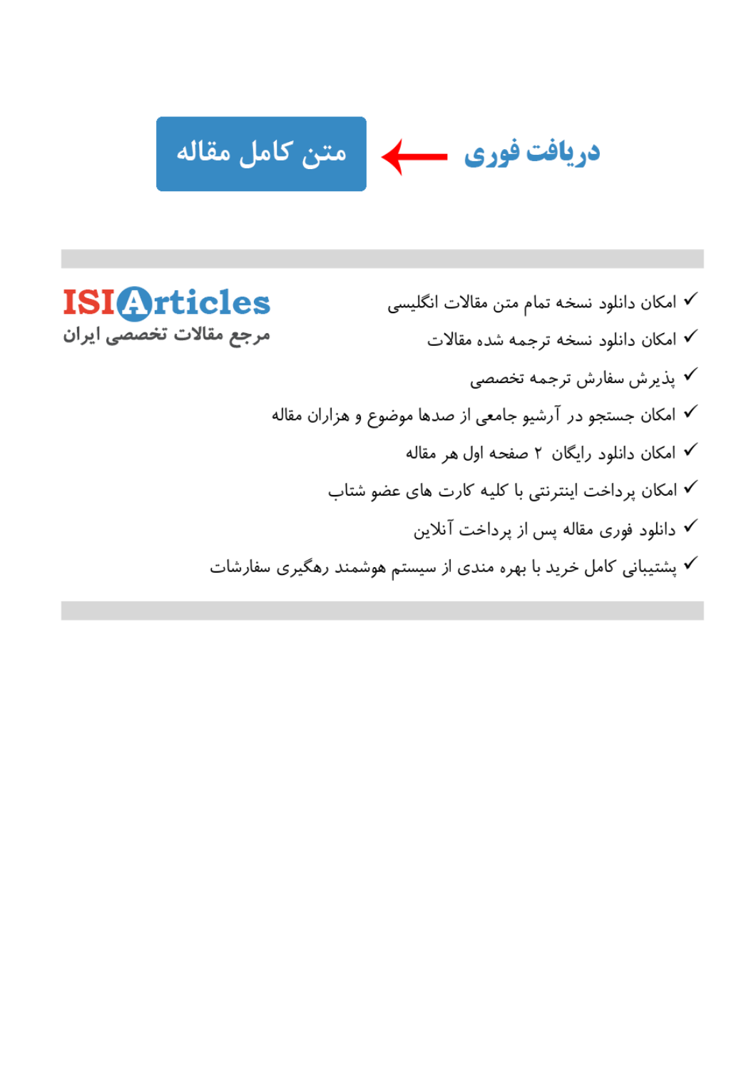دریافت فوری ← **متن کامل مقاله**

**ISIArticles**
مرجع مقالات تخصصی ایران

- ✓ امکان دانلود نسخه تمام متن مقالات انگلیسی
- ✓ امکان دانلود نسخه ترجمه شده مقالات
- ✓ پذیرش سفارش ترجمه تخصصی
- ✓ امکان جستجو در آرشیو جامعی از صدها موضوع و هزاران مقاله
- ✓ امکان دانلود رایگان ۲ صفحه اول هر مقاله
- ✓ امکان پرداخت اینترنتی با کلیه کارت های عضو شتاب
- ✓ دانلود فوری مقاله پس از پرداخت آنلاین
- ✓ پشتیبانی کامل خرید با بهره مندی از سیستم هوشمند رهگیری سفارشات